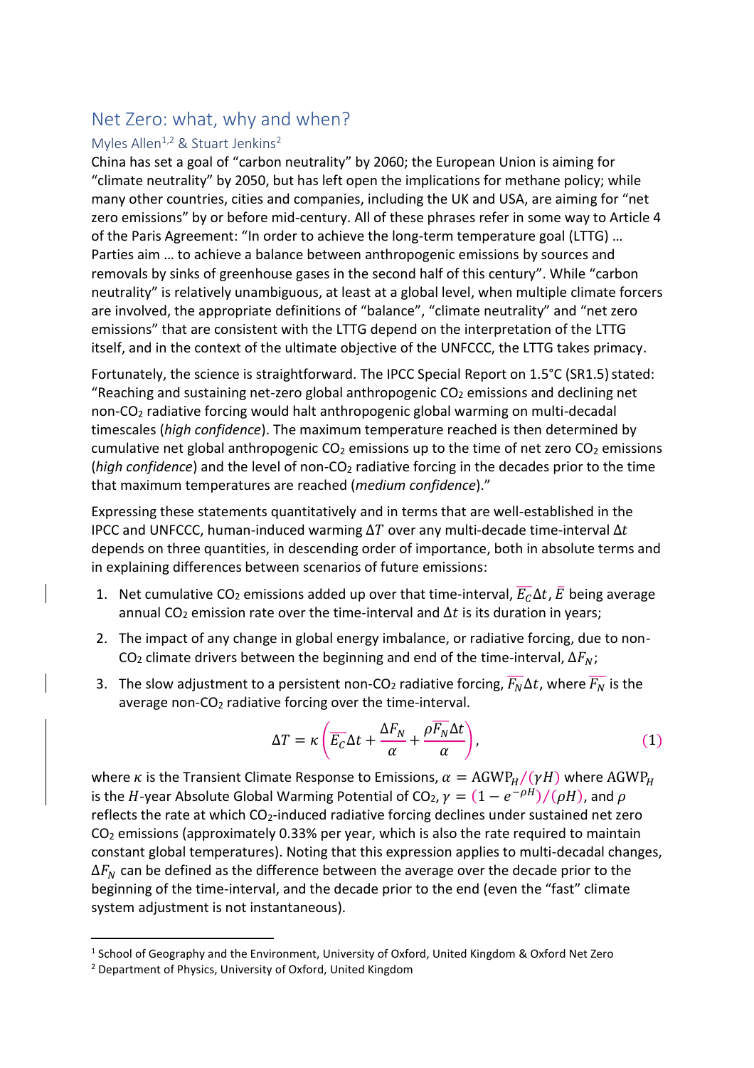# Net Zero: what, why and when?

## Myles Allen[1,2] & Stuart Jenkins[2]

China has set a goal of "carbon neutrality" by 2060; the European Union is aiming for "climate neutrality" by 2050, but has left open the implications for methane policy; while many other countries, cities and companies, including the UK and USA, are aiming for "net zero emissions" by or before mid-century. All of these phrases refer in some way to Article 4 of the Paris Agreement: "In order to achieve the long-term temperature goal (LTTG) … Parties aim … to achieve a balance between anthropogenic emissions by sources and removals by sinks of greenhouse gases in the second half of this century". While "carbon neutrality" is relatively unambiguous, at least at a global level, when multiple climate forcers are involved, the appropriate definitions of "balance", "climate neutrality" and "net zero emissions" that are consistent with the LTTG depend on the interpretation of the LTTG itself, and in the context of the ultimate objective of the UNFCCC, the LTTG takes primacy.

Fortunately, the science is straightforward. The IPCC Special Report on 1.5°C (SR1.5) stated: "Reaching and sustaining net-zero global anthropogenic $CO_2$ emissions and declining net non-$CO_2$ radiative forcing would halt anthropogenic global warming on multi-decadal timescales (*high confidence*). The maximum temperature reached is then determined by cumulative net global anthropogenic $CO_2$ emissions up to the time of net zero $CO_2$ emissions (*high confidence*) and the level of non-$CO_2$ radiative forcing in the decades prior to the time that maximum temperatures are reached (*medium confidence*)."

Expressing these statements quantitatively and in terms that are well-established in the IPCC and UNFCCC, human-induced warming $\Delta T$ over any multi-decade time-interval $\Delta t$ depends on three quantities, in descending order of importance, both in absolute terms and in explaining differences between scenarios of future emissions:

1. Net cumulative $CO_2$ emissions added up over that time-interval, $\overline{E_C}\Delta t$, $\overline{E}$ being average annual $CO_2$ emission rate over the time-interval and $\Delta t$ is its duration in years;
2. The impact of any change in global energy imbalance, or radiative forcing, due to non-$CO_2$ climate drivers between the beginning and end of the time-interval, $\Delta F_N$;
3. The slow adjustment to a persistent non-$CO_2$ radiative forcing, $\overline{F_N}\Delta t$, where $\overline{F_N}$ is the average non-$CO_2$ radiative forcing over the time-interval.

$$\Delta T = \kappa \left( \overline{E_C}\Delta t + \frac{\Delta F_N}{\alpha} + \frac{\rho \overline{F_N}\Delta t}{\alpha} \right), \qquad (1)$$

where $\kappa$ is the Transient Climate Response to Emissions, $\alpha = \text{AGWP}_H/(\gamma H)$ where $\text{AGWP}_H$ is the $H$-year Absolute Global Warming Potential of $CO_2$, $\gamma = (1 - e^{-\rho H})/(\rho H)$, and $\rho$ reflects the rate at which $CO_2$-induced radiative forcing declines under sustained net zero $CO_2$ emissions (approximately 0.33% per year, which is also the rate required to maintain constant global temperatures). Noting that this expression applies to multi-decadal changes, $\Delta F_N$ can be defined as the difference between the average over the decade prior to the beginning of the time-interval, and the decade prior to the end (even the "fast" climate system adjustment is not instantaneous).

---

[1] School of Geography and the Environment, University of Oxford, United Kingdom & Oxford Net Zero

[2] Department of Physics, University of Oxford, United Kingdom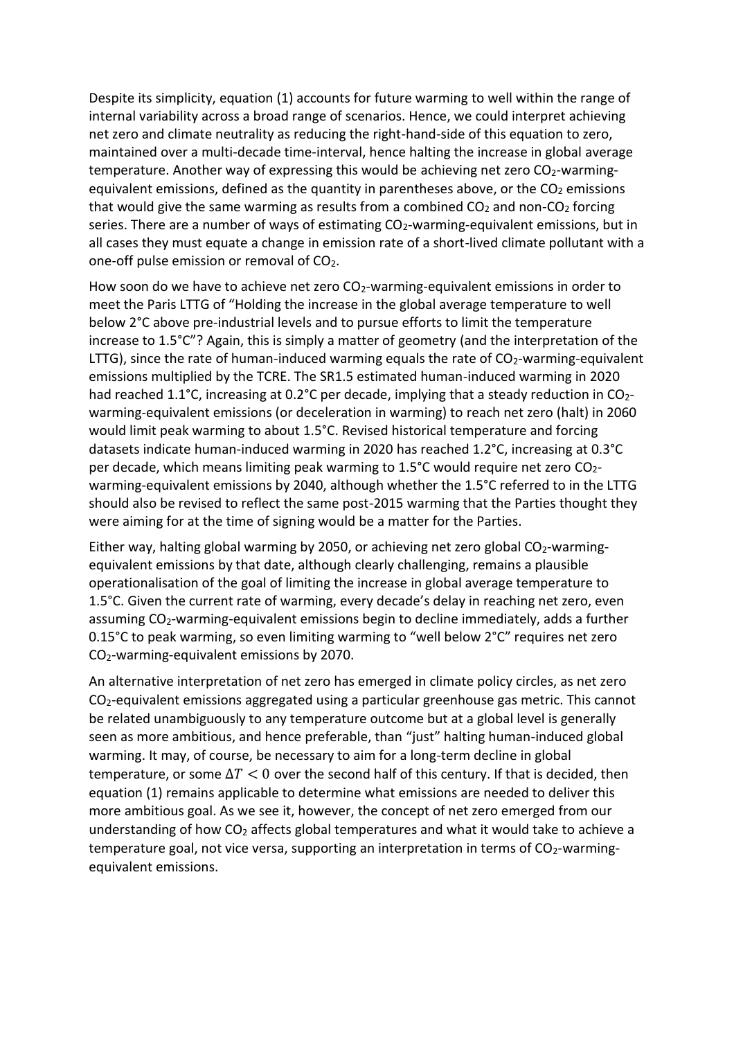Despite its simplicity, equation (1) accounts for future warming to well within the range of internal variability across a broad range of scenarios. Hence, we could interpret achieving net zero and climate neutrality as reducing the right-hand-side of this equation to zero, maintained over a multi-decade time-interval, hence halting the increase in global average temperature. Another way of expressing this would be achieving net zero $CO_2$-warming-equivalent emissions, defined as the quantity in parentheses above, or the $CO_2$ emissions that would give the same warming as results from a combined $CO_2$ and non-$CO_2$ forcing series. There are a number of ways of estimating $CO_2$-warming-equivalent emissions, but in all cases they must equate a change in emission rate of a short-lived climate pollutant with a one-off pulse emission or removal of $CO_2$.

How soon do we have to achieve net zero $CO_2$-warming-equivalent emissions in order to meet the Paris LTTG of "Holding the increase in the global average temperature to well below 2°C above pre-industrial levels and to pursue efforts to limit the temperature increase to 1.5°C"? Again, this is simply a matter of geometry (and the interpretation of the LTTG), since the rate of human-induced warming equals the rate of $CO_2$-warming-equivalent emissions multiplied by the TCRE. The SR1.5 estimated human-induced warming in 2020 had reached 1.1°C, increasing at 0.2°C per decade, implying that a steady reduction in $CO_2$-warming-equivalent emissions (or deceleration in warming) to reach net zero (halt) in 2060 would limit peak warming to about 1.5°C. Revised historical temperature and forcing datasets indicate human-induced warming in 2020 has reached 1.2°C, increasing at 0.3°C per decade, which means limiting peak warming to 1.5°C would require net zero $CO_2$-warming-equivalent emissions by 2040, although whether the 1.5°C referred to in the LTTG should also be revised to reflect the same post-2015 warming that the Parties thought they were aiming for at the time of signing would be a matter for the Parties.

Either way, halting global warming by 2050, or achieving net zero global $CO_2$-warming-equivalent emissions by that date, although clearly challenging, remains a plausible operationalisation of the goal of limiting the increase in global average temperature to 1.5°C. Given the current rate of warming, every decade's delay in reaching net zero, even assuming $CO_2$-warming-equivalent emissions begin to decline immediately, adds a further 0.15°C to peak warming, so even limiting warming to "well below 2°C" requires net zero $CO_2$-warming-equivalent emissions by 2070.

An alternative interpretation of net zero has emerged in climate policy circles, as net zero $CO_2$-equivalent emissions aggregated using a particular greenhouse gas metric. This cannot be related unambiguously to any temperature outcome but at a global level is generally seen as more ambitious, and hence preferable, than "just" halting human-induced global warming. It may, of course, be necessary to aim for a long-term decline in global temperature, or some $\Delta T < 0$ over the second half of this century. If that is decided, then equation (1) remains applicable to determine what emissions are needed to deliver this more ambitious goal. As we see it, however, the concept of net zero emerged from our understanding of how $CO_2$ affects global temperatures and what it would take to achieve a temperature goal, not vice versa, supporting an interpretation in terms of $CO_2$-warming-equivalent emissions.